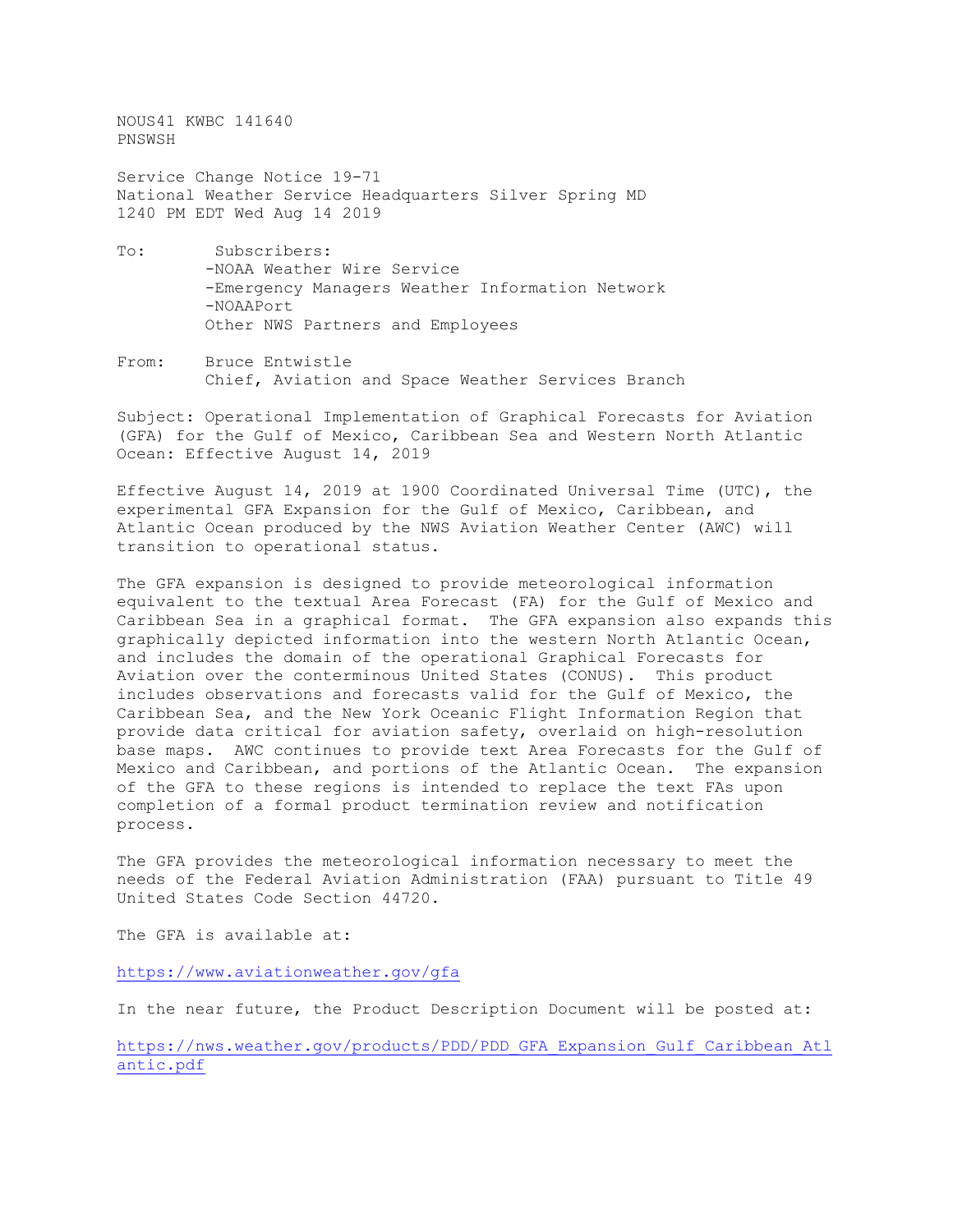NOUS41 KWBC 141640
PNSWSH

Service Change Notice 19-71
National Weather Service Headquarters Silver Spring MD
1240 PM EDT Wed Aug 14 2019

To: Subscribers:
-NOAA Weather Wire Service
-Emergency Managers Weather Information Network
-NOAAPort
Other NWS Partners and Employees

From: Bruce Entwistle
Chief, Aviation and Space Weather Services Branch

Subject: Operational Implementation of Graphical Forecasts for Aviation (GFA) for the Gulf of Mexico, Caribbean Sea and Western North Atlantic Ocean: Effective August 14, 2019

Effective August 14, 2019 at 1900 Coordinated Universal Time (UTC), the experimental GFA Expansion for the Gulf of Mexico, Caribbean, and Atlantic Ocean produced by the NWS Aviation Weather Center (AWC) will transition to operational status.

The GFA expansion is designed to provide meteorological information equivalent to the textual Area Forecast (FA) for the Gulf of Mexico and Caribbean Sea in a graphical format. The GFA expansion also expands this graphically depicted information into the western North Atlantic Ocean, and includes the domain of the operational Graphical Forecasts for Aviation over the conterminous United States (CONUS). This product includes observations and forecasts valid for the Gulf of Mexico, the Caribbean Sea, and the New York Oceanic Flight Information Region that provide data critical for aviation safety, overlaid on high-resolution base maps. AWC continues to provide text Area Forecasts for the Gulf of Mexico and Caribbean, and portions of the Atlantic Ocean. The expansion of the GFA to these regions is intended to replace the text FAs upon completion of a formal product termination review and notification process.

The GFA provides the meteorological information necessary to meet the needs of the Federal Aviation Administration (FAA) pursuant to Title 49 United States Code Section 44720.

The GFA is available at:

https://www.aviationweather.gov/gfa

In the near future, the Product Description Document will be posted at:

https://nws.weather.gov/products/PDD/PDD_GFA_Expansion_Gulf_Caribbean_Atlantic.pdf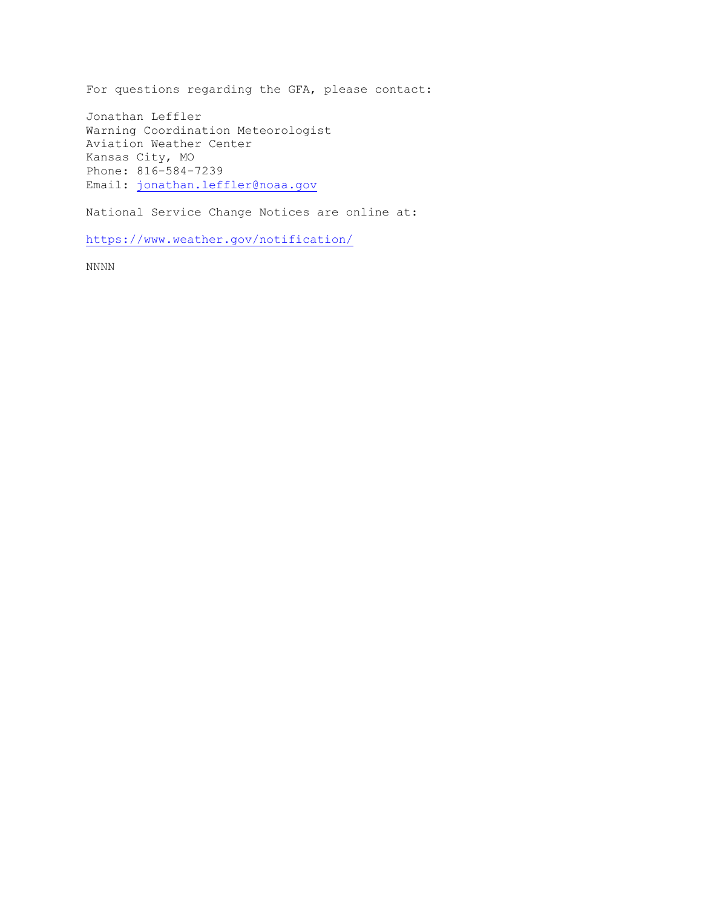For questions regarding the GFA, please contact:

Jonathan Leffler
Warning Coordination Meteorologist
Aviation Weather Center
Kansas City, MO
Phone: 816-584-7239
Email: jonathan.leffler@noaa.gov

National Service Change Notices are online at:

https://www.weather.gov/notification/

NNNN